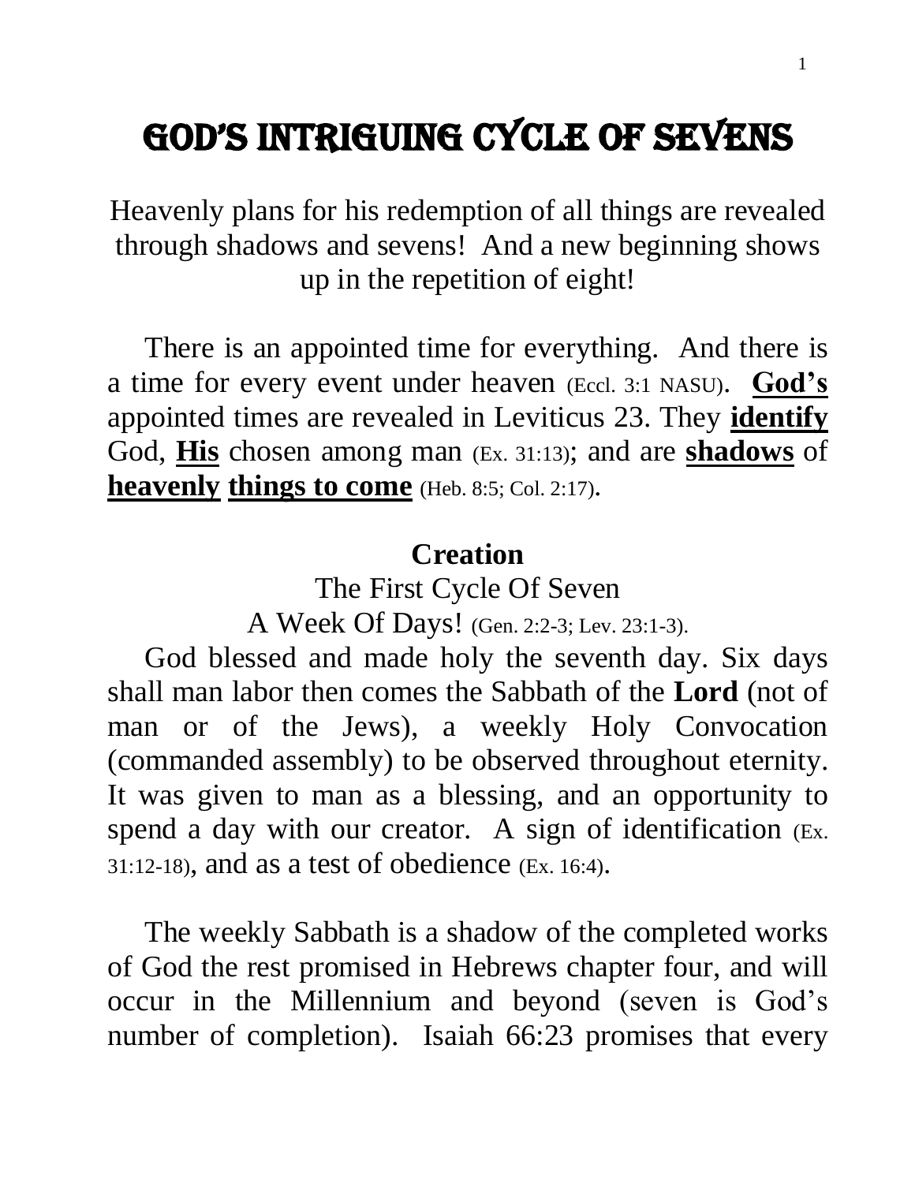# GOD'S INTRIGUING CYCLE OF SEVENS

Heavenly plans for his redemption of all things are revealed through shadows and sevens! And a new beginning shows up in the repetition of eight!

There is an appointed time for everything. And there is a time for every event under heaven (Eccl. 3:1 NASU). **God's** appointed times are revealed in Leviticus 23. They **identify** God, **His** chosen among man (Ex. 31:13); and are **shadows** of **heavenly things to come** (Heb. 8:5; Col. 2:17).

## Creation

The First Cycle Of Seven

A Week Of Days! (Gen. 2:2-3; Lev. 23:1-3).

God blessed and made holy the seventh day. Six days shall man labor then comes the Sabbath of the **Lord** (not of man or of the Jews), a weekly Holy Convocation (commanded assembly) to be observed throughout eternity. It was given to man as a blessing, and an opportunity to spend a day with our creator. A sign of identification (Ex. 31:12-18), and as a test of obedience (Ex. 16:4).

The weekly Sabbath is a shadow of the completed works of God the rest promised in Hebrews chapter four, and will occur in the Millennium and beyond (seven is God's number of completion). Isaiah 66:23 promises that every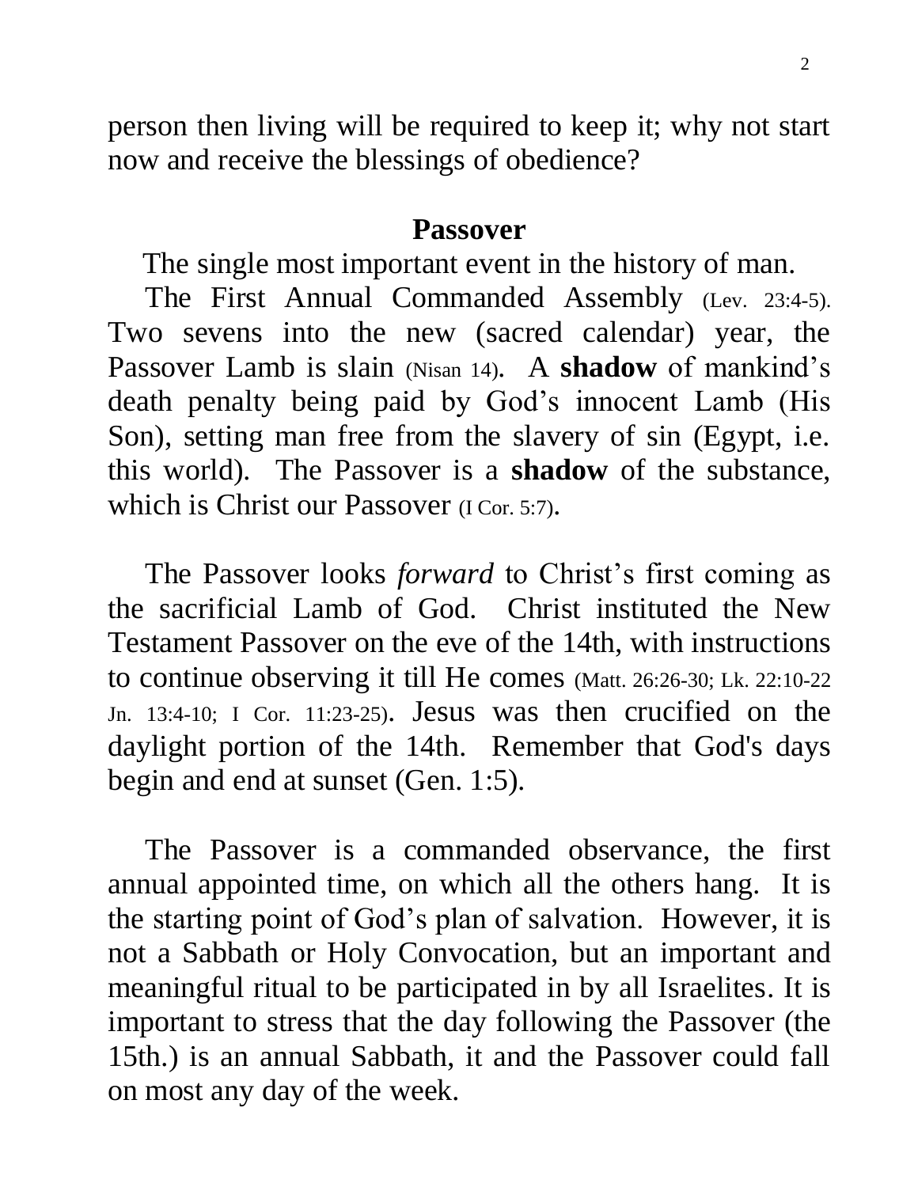person then living will be required to keep it; why not start now and receive the blessings of obedience?

## Passover

The single most important event in the history of man.

The First Annual Commanded Assembly (Lev. 23:4-5). Two sevens into the new (sacred calendar) year, the Passover Lamb is slain (Nisan 14). A **shadow** of mankind's death penalty being paid by God's innocent Lamb (His Son), setting man free from the slavery of sin (Egypt, i.e. this world). The Passover is a **shadow** of the substance, which is Christ our Passover (I Cor. 5:7).

The Passover looks *forward* to Christ's first coming as the sacrificial Lamb of God. Christ instituted the New Testament Passover on the eve of the 14th, with instructions to continue observing it till He comes (Matt. 26:26-30; Lk. 22:10-22 Jn. 13:4-10; I Cor. 11:23-25). Jesus was then crucified on the daylight portion of the 14th. Remember that God's days begin and end at sunset (Gen. 1:5).

The Passover is a commanded observance, the first annual appointed time, on which all the others hang. It is the starting point of God's plan of salvation. However, it is not a Sabbath or Holy Convocation, but an important and meaningful ritual to be participated in by all Israelites. It is important to stress that the day following the Passover (the 15th.) is an annual Sabbath, it and the Passover could fall on most any day of the week.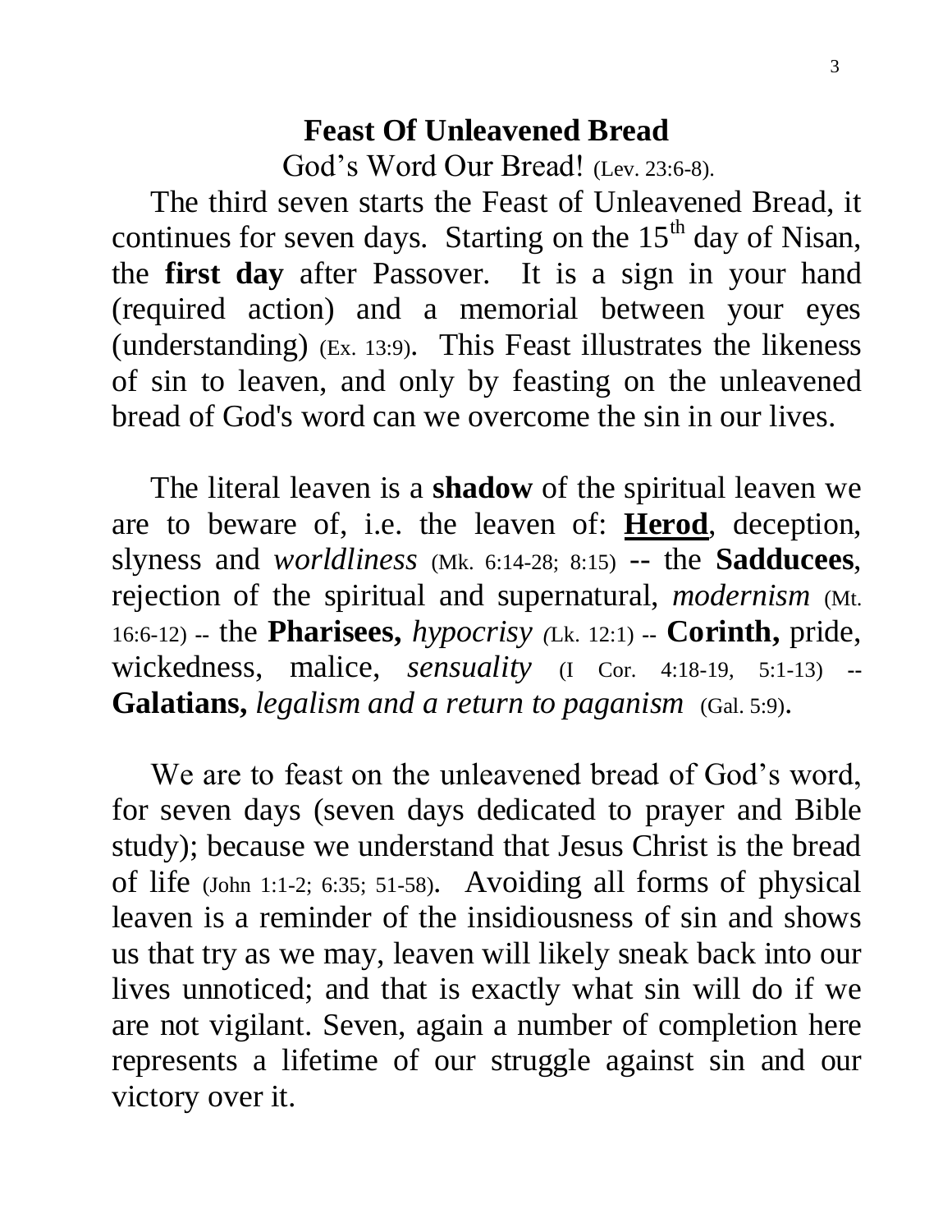## Feast Of Unleavened Bread

God's Word Our Bread! (Lev. 23:6-8).

The third seven starts the Feast of Unleavened Bread, it continues for seven days. Starting on the $15^{th}$ day of Nisan, the **first day** after Passover. It is a sign in your hand (required action) and a memorial between your eyes (understanding) (Ex. 13:9). This Feast illustrates the likeness of sin to leaven, and only by feasting on the unleavened bread of God's word can we overcome the sin in our lives.

The literal leaven is a **shadow** of the spiritual leaven we are to beware of, i.e. the leaven of: **<u>Herod</u>**, deception, slyness and *worldliness* (Mk. 6:14-28; 8:15) -- the **Sadducees**, rejection of the spiritual and supernatural, *modernism* (Mt. 16:6-12) -- the **Pharisees,** *hypocrisy (*Lk. 12:1) -- **Corinth,** pride, wickedness, malice, *sensuality* (I Cor. 4:18-19, 5:1-13) -- **Galatians,** *legalism and a return to paganism* (Gal. 5:9).

We are to feast on the unleavened bread of God's word, for seven days (seven days dedicated to prayer and Bible study); because we understand that Jesus Christ is the bread of life (John 1:1-2; 6:35; 51-58). Avoiding all forms of physical leaven is a reminder of the insidiousness of sin and shows us that try as we may, leaven will likely sneak back into our lives unnoticed; and that is exactly what sin will do if we are not vigilant. Seven, again a number of completion here represents a lifetime of our struggle against sin and our victory over it.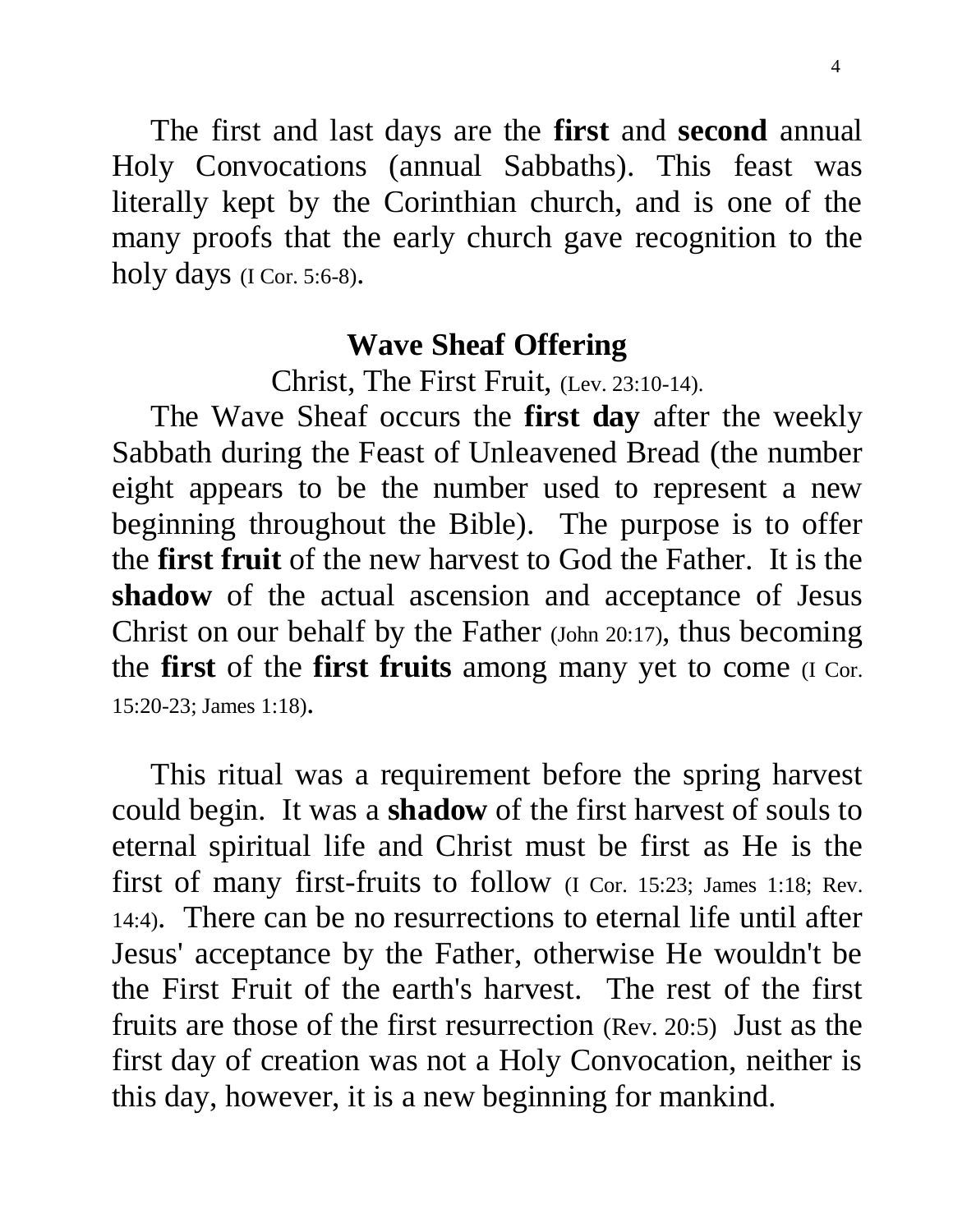The first and last days are the **first** and **second** annual Holy Convocations (annual Sabbaths). This feast was literally kept by the Corinthian church, and is one of the many proofs that the early church gave recognition to the holy days (I Cor. 5:6-8).

## Wave Sheaf Offering

Christ, The First Fruit, (Lev. 23:10-14).

The Wave Sheaf occurs the **first day** after the weekly Sabbath during the Feast of Unleavened Bread (the number eight appears to be the number used to represent a new beginning throughout the Bible). The purpose is to offer the **first fruit** of the new harvest to God the Father. It is the **shadow** of the actual ascension and acceptance of Jesus Christ on our behalf by the Father (John 20:17), thus becoming the **first** of the **first fruits** among many yet to come (I Cor. 15:20-23; James 1:18).

This ritual was a requirement before the spring harvest could begin. It was a **shadow** of the first harvest of souls to eternal spiritual life and Christ must be first as He is the first of many first-fruits to follow (I Cor. 15:23; James 1:18; Rev. 14:4). There can be no resurrections to eternal life until after Jesus' acceptance by the Father, otherwise He wouldn't be the First Fruit of the earth's harvest. The rest of the first fruits are those of the first resurrection (Rev. 20:5) Just as the first day of creation was not a Holy Convocation, neither is this day, however, it is a new beginning for mankind.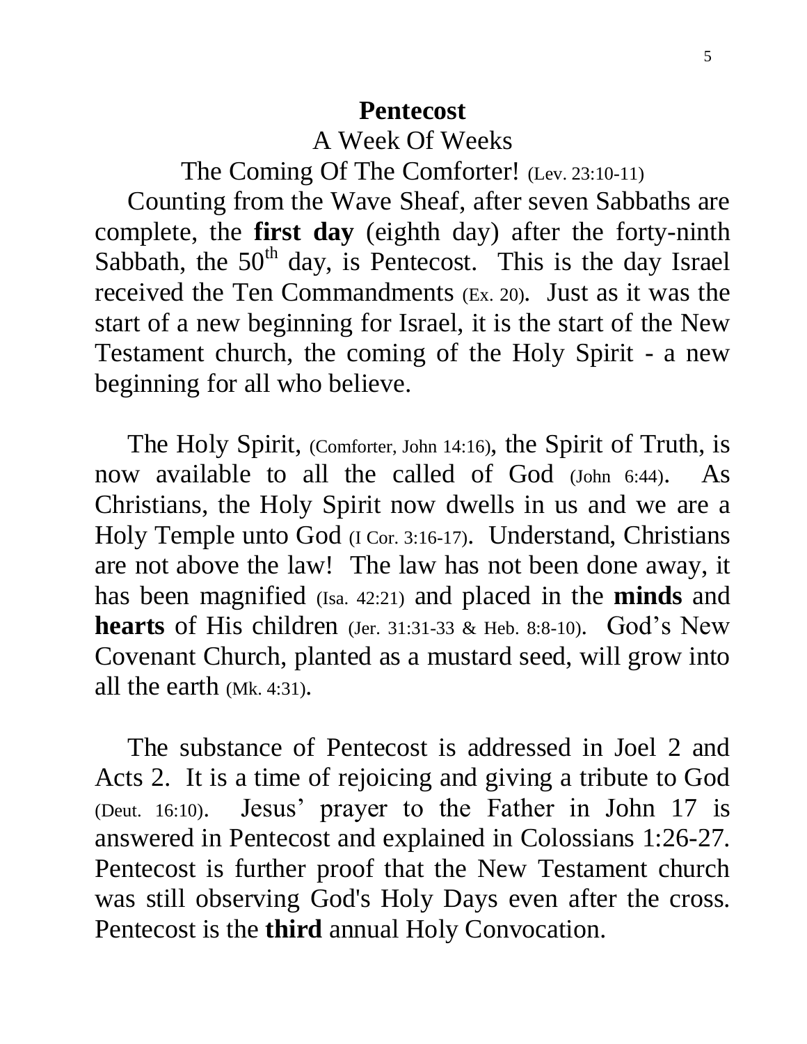# Pentecost

## A Week Of Weeks

### The Coming Of The Comforter! (Lev. 23:10-11)

Counting from the Wave Sheaf, after seven Sabbaths are complete, the **first day** (eighth day) after the forty-ninth Sabbath, the 50th day, is Pentecost. This is the day Israel received the Ten Commandments (Ex. 20). Just as it was the start of a new beginning for Israel, it is the start of the New Testament church, the coming of the Holy Spirit - a new beginning for all who believe.

The Holy Spirit, (Comforter, John 14:16), the Spirit of Truth, is now available to all the called of God (John 6:44). As Christians, the Holy Spirit now dwells in us and we are a Holy Temple unto God (I Cor. 3:16-17). Understand, Christians are not above the law! The law has not been done away, it has been magnified (Isa. 42:21) and placed in the **minds** and **hearts** of His children (Jer. 31:31-33 & Heb. 8:8-10). God's New Covenant Church, planted as a mustard seed, will grow into all the earth (Mk. 4:31).

The substance of Pentecost is addressed in Joel 2 and Acts 2. It is a time of rejoicing and giving a tribute to God (Deut. 16:10). Jesus' prayer to the Father in John 17 is answered in Pentecost and explained in Colossians 1:26-27. Pentecost is further proof that the New Testament church was still observing God's Holy Days even after the cross. Pentecost is the **third** annual Holy Convocation.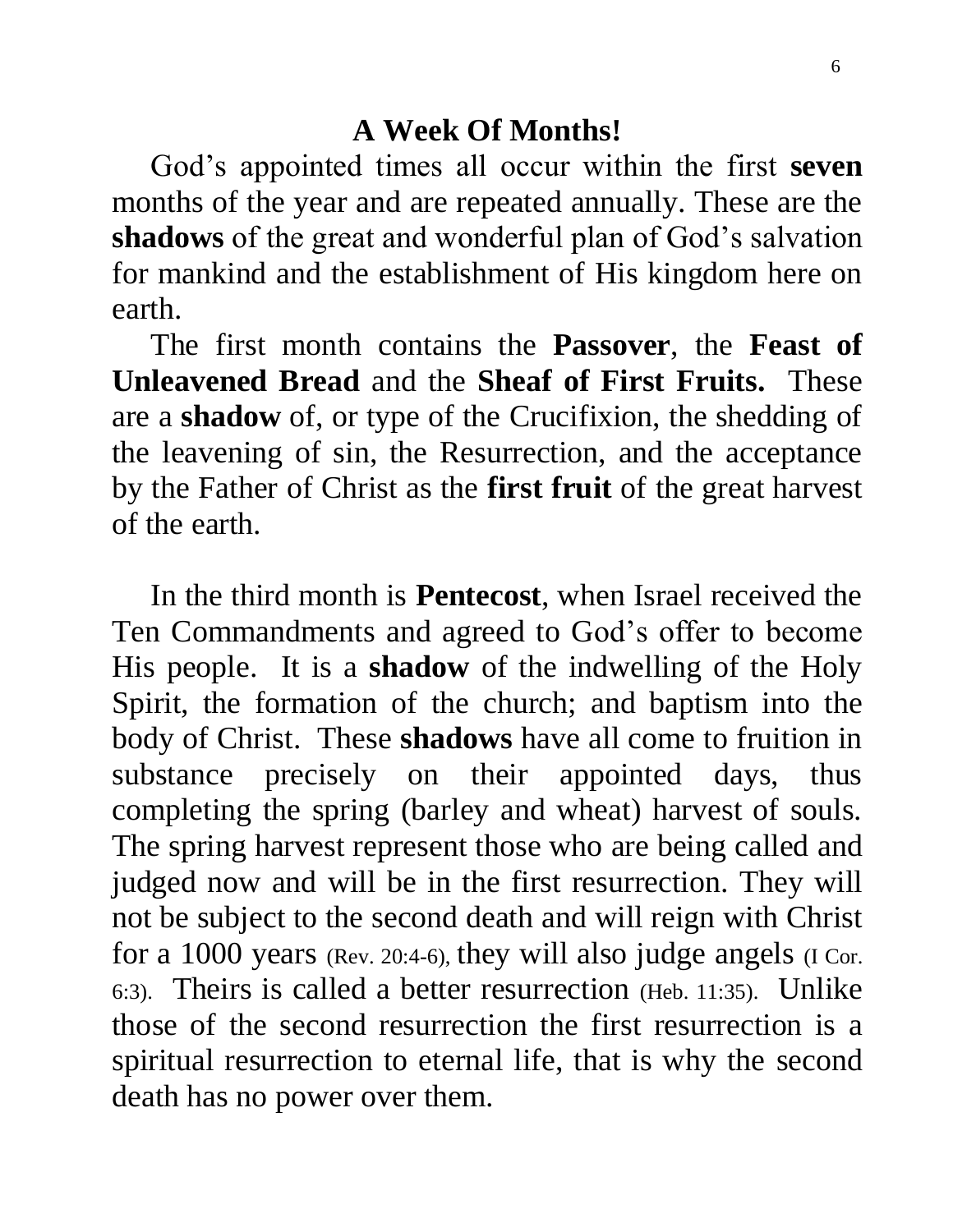## A Week Of Months!

God's appointed times all occur within the first **seven** months of the year and are repeated annually. These are the **shadows** of the great and wonderful plan of God's salvation for mankind and the establishment of His kingdom here on earth.

The first month contains the **Passover**, the **Feast of Unleavened Bread** and the **Sheaf of First Fruits.** These are a **shadow** of, or type of the Crucifixion, the shedding of the leavening of sin, the Resurrection, and the acceptance by the Father of Christ as the **first fruit** of the great harvest of the earth.

In the third month is **Pentecost**, when Israel received the Ten Commandments and agreed to God's offer to become His people. It is a **shadow** of the indwelling of the Holy Spirit, the formation of the church; and baptism into the body of Christ. These **shadows** have all come to fruition in substance precisely on their appointed days, thus completing the spring (barley and wheat) harvest of souls. The spring harvest represent those who are being called and judged now and will be in the first resurrection. They will not be subject to the second death and will reign with Christ for a 1000 years (Rev. 20:4-6), they will also judge angels (I Cor. 6:3). Theirs is called a better resurrection (Heb. 11:35). Unlike those of the second resurrection the first resurrection is a spiritual resurrection to eternal life, that is why the second death has no power over them.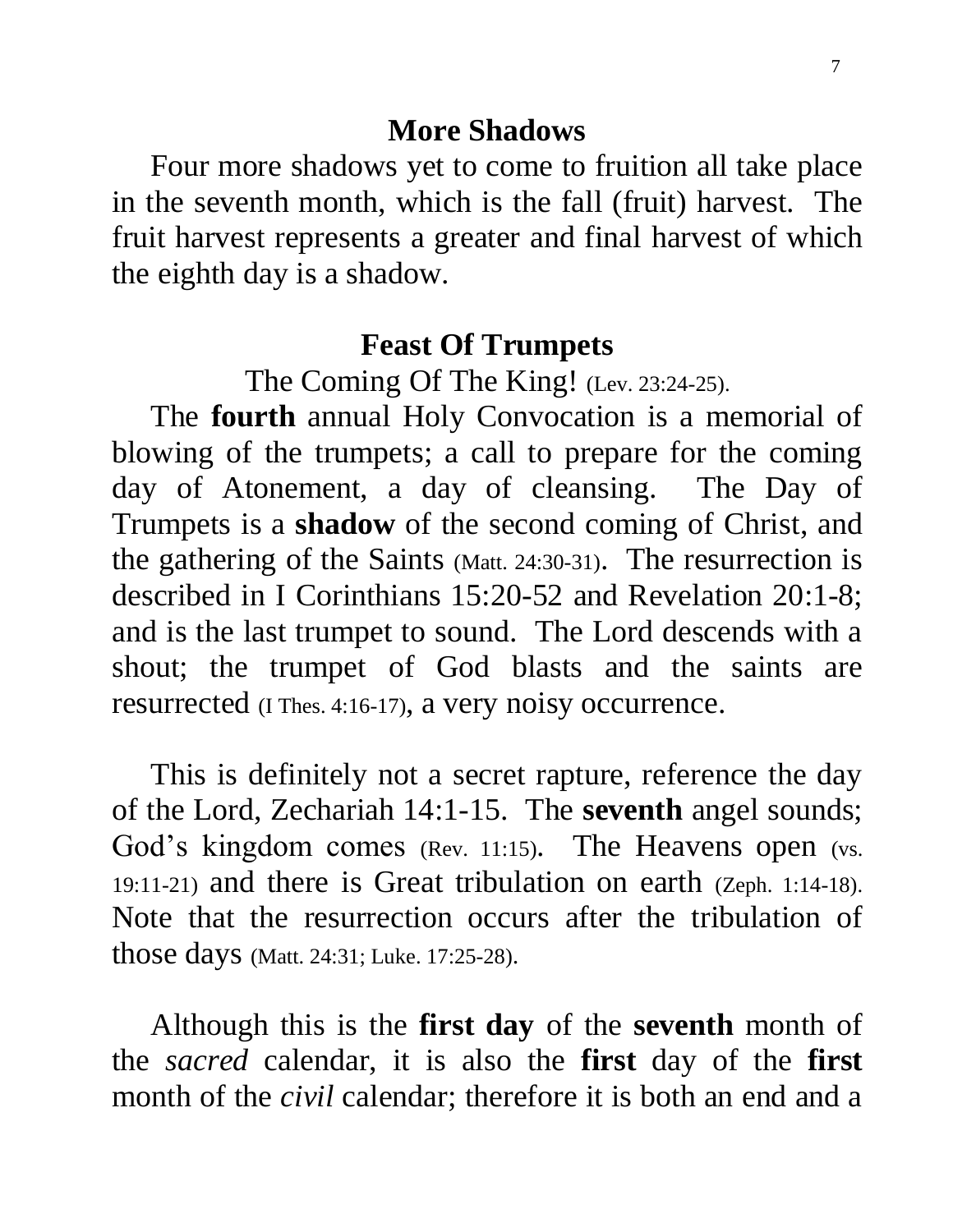## More Shadows

Four more shadows yet to come to fruition all take place in the seventh month, which is the fall (fruit) harvest. The fruit harvest represents a greater and final harvest of which the eighth day is a shadow.

## Feast Of Trumpets

The Coming Of The King! (Lev. 23:24-25).

The **fourth** annual Holy Convocation is a memorial of blowing of the trumpets; a call to prepare for the coming day of Atonement, a day of cleansing. The Day of Trumpets is a **shadow** of the second coming of Christ, and the gathering of the Saints (Matt. 24:30-31). The resurrection is described in I Corinthians 15:20-52 and Revelation 20:1-8; and is the last trumpet to sound. The Lord descends with a shout; the trumpet of God blasts and the saints are resurrected (I Thes. 4:16-17), a very noisy occurrence.

This is definitely not a secret rapture, reference the day of the Lord, Zechariah 14:1-15. The **seventh** angel sounds; God's kingdom comes (Rev. 11:15). The Heavens open (vs. 19:11-21) and there is Great tribulation on earth (Zeph. 1:14-18). Note that the resurrection occurs after the tribulation of those days (Matt. 24:31; Luke. 17:25-28).

Although this is the **first day** of the **seventh** month of the *sacred* calendar, it is also the **first** day of the **first** month of the *civil* calendar; therefore it is both an end and a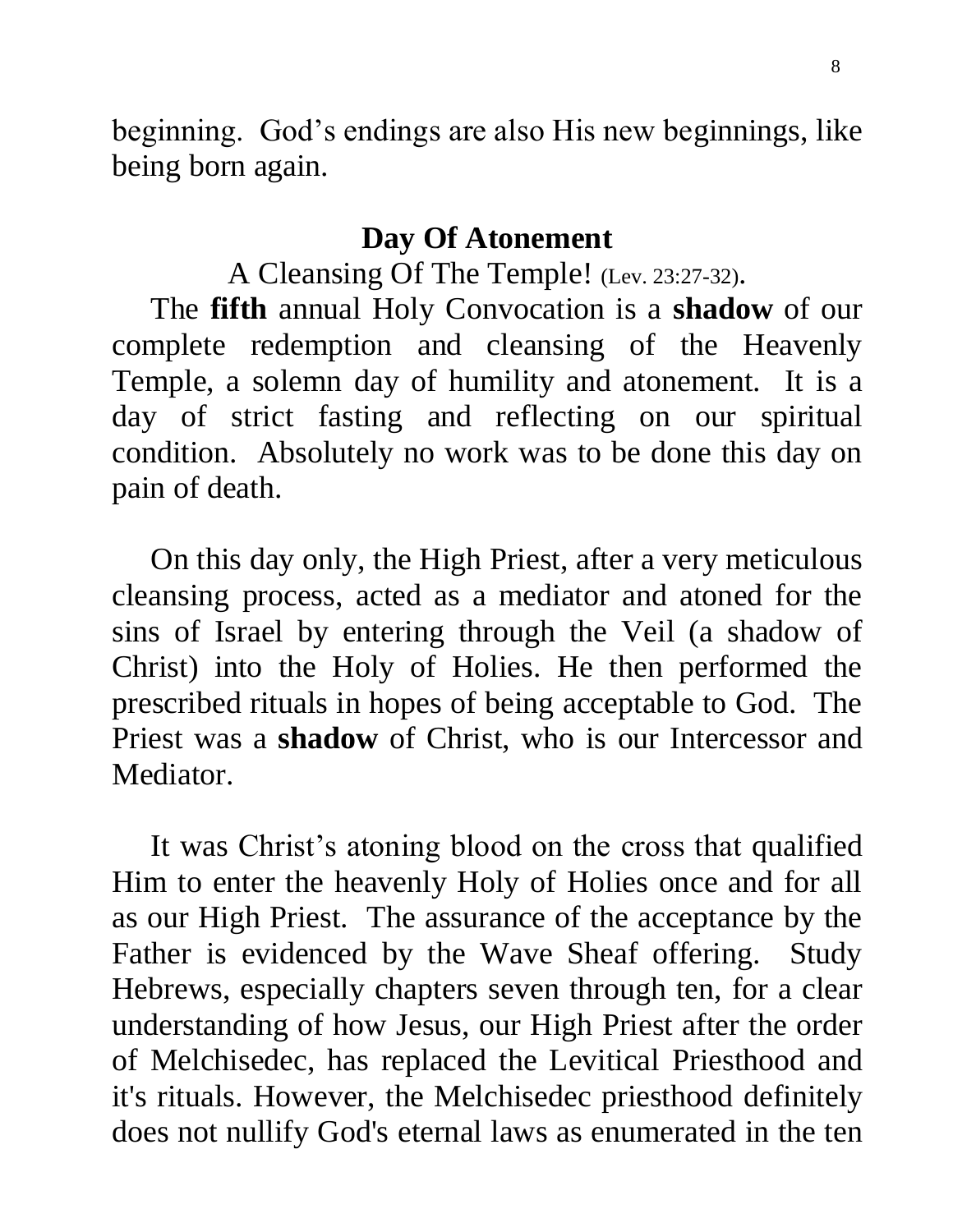beginning. God's endings are also His new beginnings, like being born again.

## Day Of Atonement

A Cleansing Of The Temple! (Lev. 23:27-32).

The **fifth** annual Holy Convocation is a **shadow** of our complete redemption and cleansing of the Heavenly Temple, a solemn day of humility and atonement. It is a day of strict fasting and reflecting on our spiritual condition. Absolutely no work was to be done this day on pain of death.

On this day only, the High Priest, after a very meticulous cleansing process, acted as a mediator and atoned for the sins of Israel by entering through the Veil (a shadow of Christ) into the Holy of Holies. He then performed the prescribed rituals in hopes of being acceptable to God. The Priest was a **shadow** of Christ, who is our Intercessor and Mediator.

It was Christ's atoning blood on the cross that qualified Him to enter the heavenly Holy of Holies once and for all as our High Priest. The assurance of the acceptance by the Father is evidenced by the Wave Sheaf offering. Study Hebrews, especially chapters seven through ten, for a clear understanding of how Jesus, our High Priest after the order of Melchisedec, has replaced the Levitical Priesthood and it's rituals. However, the Melchisedec priesthood definitely does not nullify God's eternal laws as enumerated in the ten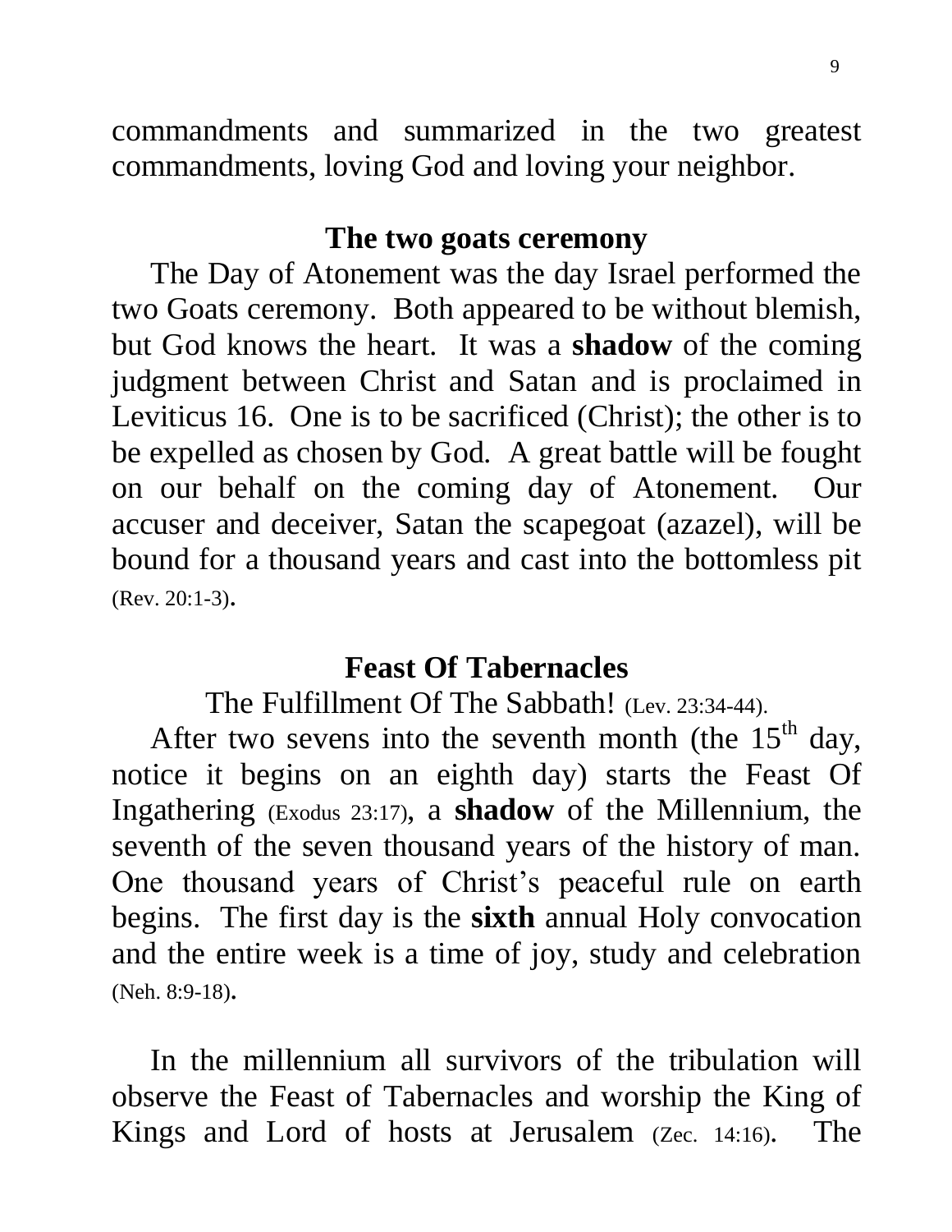commandments and summarized in the two greatest commandments, loving God and loving your neighbor.

## The two goats ceremony

The Day of Atonement was the day Israel performed the two Goats ceremony. Both appeared to be without blemish, but God knows the heart. It was a **shadow** of the coming judgment between Christ and Satan and is proclaimed in Leviticus 16. One is to be sacrificed (Christ); the other is to be expelled as chosen by God. A great battle will be fought on our behalf on the coming day of Atonement. Our accuser and deceiver, Satan the scapegoat (azazel), will be bound for a thousand years and cast into the bottomless pit (Rev. 20:1-3).

## Feast Of Tabernacles

The Fulfillment Of The Sabbath! (Lev. 23:34-44).

After two sevens into the seventh month (the 15th day, notice it begins on an eighth day) starts the Feast Of Ingathering (Exodus 23:17), a **shadow** of the Millennium, the seventh of the seven thousand years of the history of man. One thousand years of Christ's peaceful rule on earth begins. The first day is the **sixth** annual Holy convocation and the entire week is a time of joy, study and celebration (Neh. 8:9-18).

In the millennium all survivors of the tribulation will observe the Feast of Tabernacles and worship the King of Kings and Lord of hosts at Jerusalem (Zec. 14:16). The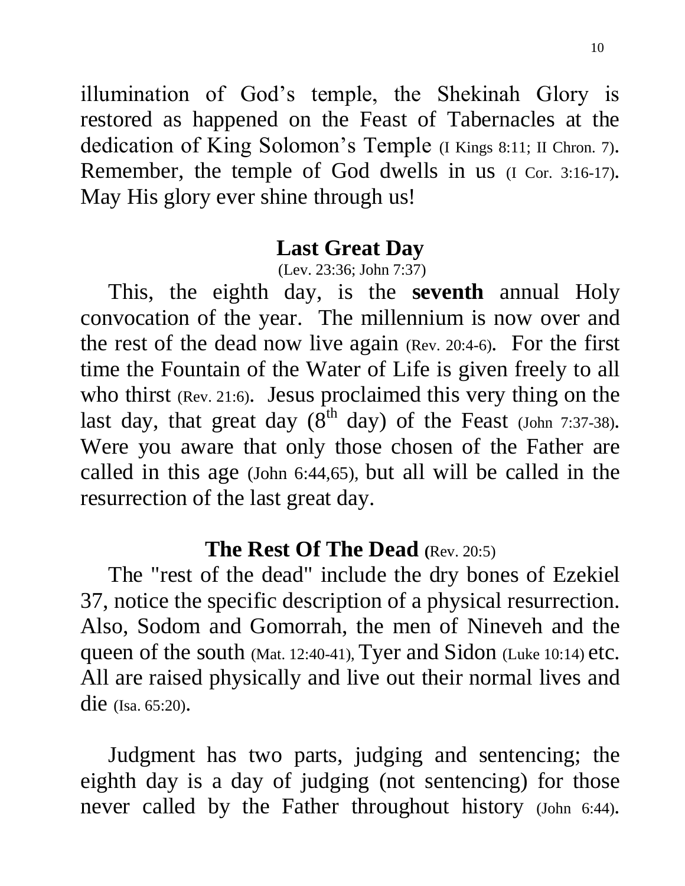illumination of God's temple, the Shekinah Glory is restored as happened on the Feast of Tabernacles at the dedication of King Solomon's Temple (I Kings 8:11; II Chron. 7). Remember, the temple of God dwells in us (I Cor. 3:16-17). May His glory ever shine through us!

## Last Great Day

(Lev. 23:36; John 7:37)

This, the eighth day, is the **seventh** annual Holy convocation of the year. The millennium is now over and the rest of the dead now live again (Rev. 20:4-6). For the first time the Fountain of the Water of Life is given freely to all who thirst (Rev. 21:6). Jesus proclaimed this very thing on the last day, that great day (8th day) of the Feast (John 7:37-38). Were you aware that only those chosen of the Father are called in this age (John 6:44,65), but all will be called in the resurrection of the last great day.

## The Rest Of The Dead (Rev. 20:5)

The "rest of the dead" include the dry bones of Ezekiel 37, notice the specific description of a physical resurrection. Also, Sodom and Gomorrah, the men of Nineveh and the queen of the south (Mat. 12:40-41), Tyer and Sidon (Luke 10:14) etc. All are raised physically and live out their normal lives and die (Isa. 65:20).

Judgment has two parts, judging and sentencing; the eighth day is a day of judging (not sentencing) for those never called by the Father throughout history (John 6:44).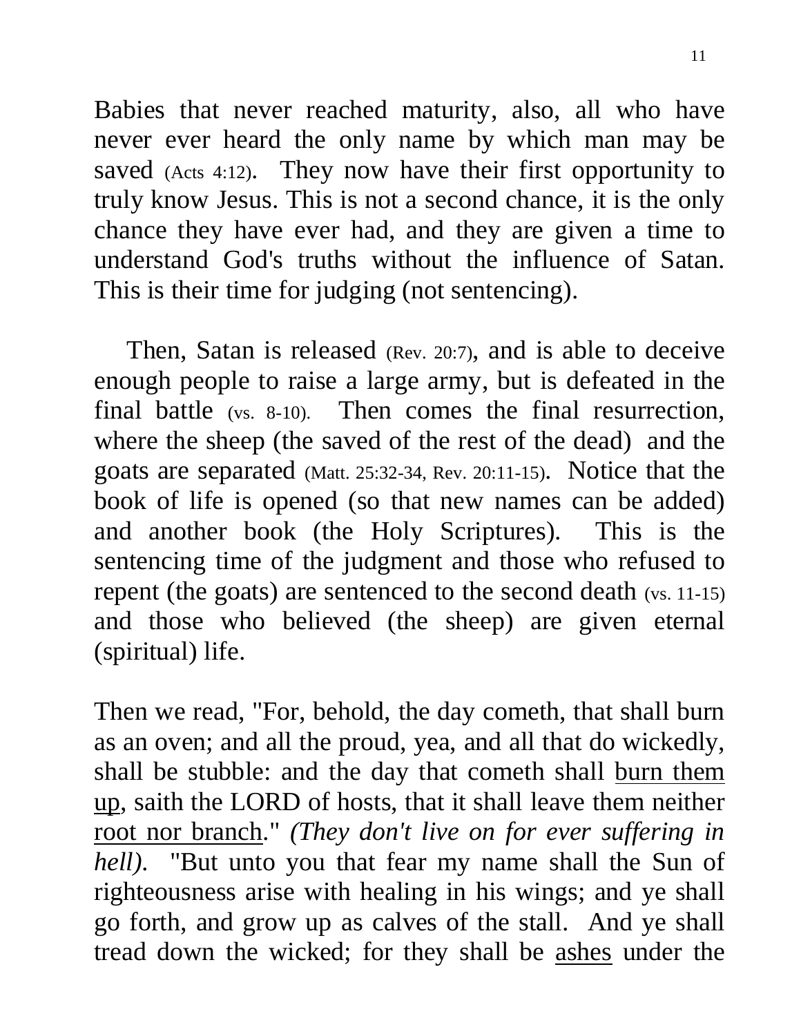Babies that never reached maturity, also, all who have never ever heard the only name by which man may be saved (Acts 4:12). They now have their first opportunity to truly know Jesus. This is not a second chance, it is the only chance they have ever had, and they are given a time to understand God's truths without the influence of Satan. This is their time for judging (not sentencing).

Then, Satan is released (Rev. 20:7), and is able to deceive enough people to raise a large army, but is defeated in the final battle (vs. 8-10). Then comes the final resurrection, where the sheep (the saved of the rest of the dead) and the goats are separated (Matt. 25:32-34, Rev. 20:11-15). Notice that the book of life is opened (so that new names can be added) and another book (the Holy Scriptures). This is the sentencing time of the judgment and those who refused to repent (the goats) are sentenced to the second death (vs. 11-15) and those who believed (the sheep) are given eternal (spiritual) life.

Then we read, "For, behold, the day cometh, that shall burn as an oven; and all the proud, yea, and all that do wickedly, shall be stubble: and the day that cometh shall burn them up, saith the LORD of hosts, that it shall leave them neither root nor branch." *(They don't live on for ever suffering in hell).* "But unto you that fear my name shall the Sun of righteousness arise with healing in his wings; and ye shall go forth, and grow up as calves of the stall. And ye shall tread down the wicked; for they shall be ashes under the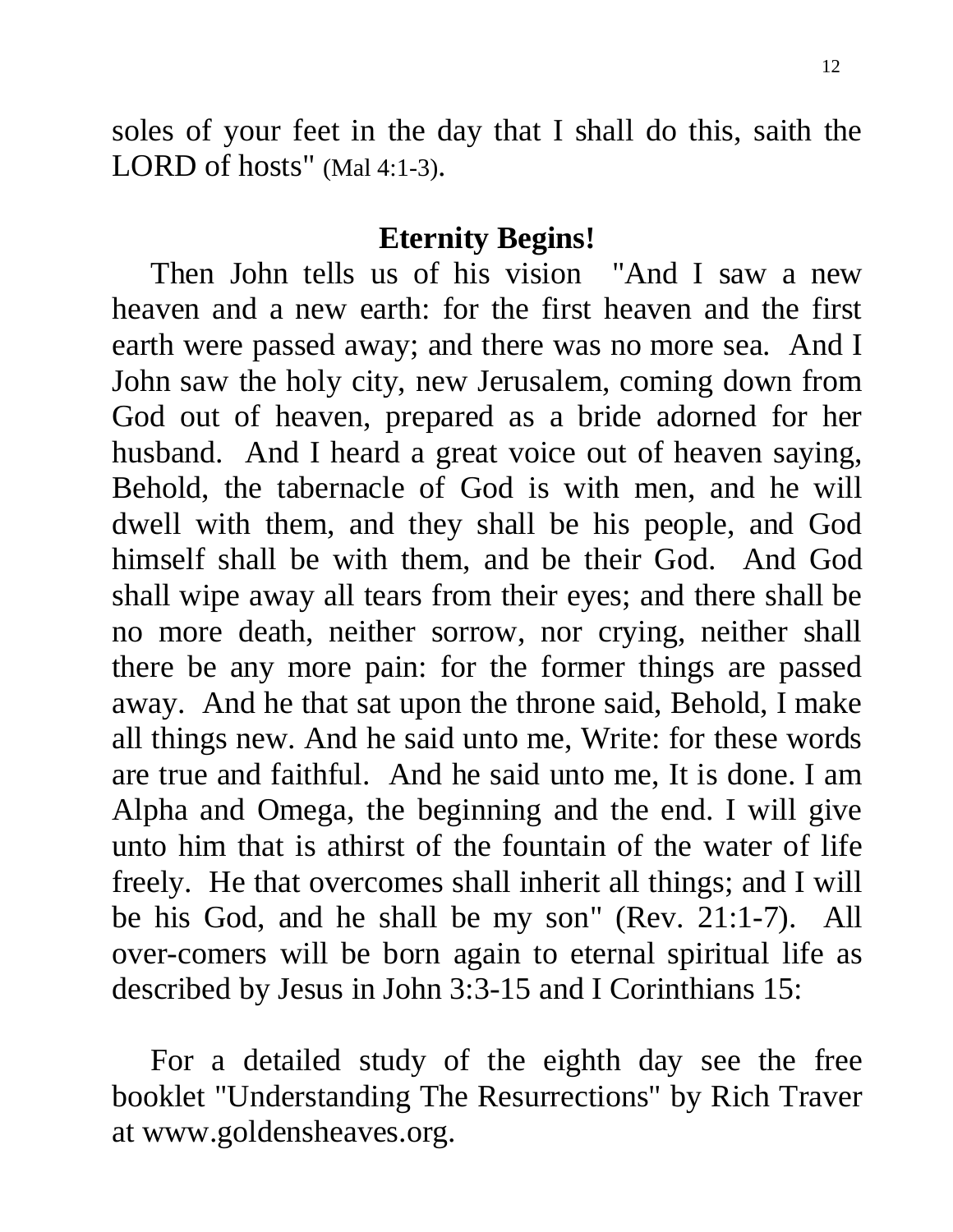soles of your feet in the day that I shall do this, saith the LORD of hosts" (Mal 4:1-3).

## Eternity Begins!

Then John tells us of his vision "And I saw a new heaven and a new earth: for the first heaven and the first earth were passed away; and there was no more sea. And I John saw the holy city, new Jerusalem, coming down from God out of heaven, prepared as a bride adorned for her husband. And I heard a great voice out of heaven saying, Behold, the tabernacle of God is with men, and he will dwell with them, and they shall be his people, and God himself shall be with them, and be their God. And God shall wipe away all tears from their eyes; and there shall be no more death, neither sorrow, nor crying, neither shall there be any more pain: for the former things are passed away. And he that sat upon the throne said, Behold, I make all things new. And he said unto me, Write: for these words are true and faithful. And he said unto me, It is done. I am Alpha and Omega, the beginning and the end. I will give unto him that is athirst of the fountain of the water of life freely. He that overcomes shall inherit all things; and I will be his God, and he shall be my son" (Rev. 21:1-7). All over-comers will be born again to eternal spiritual life as described by Jesus in John 3:3-15 and I Corinthians 15:

For a detailed study of the eighth day see the free booklet "Understanding The Resurrections" by Rich Traver at www.goldensheaves.org.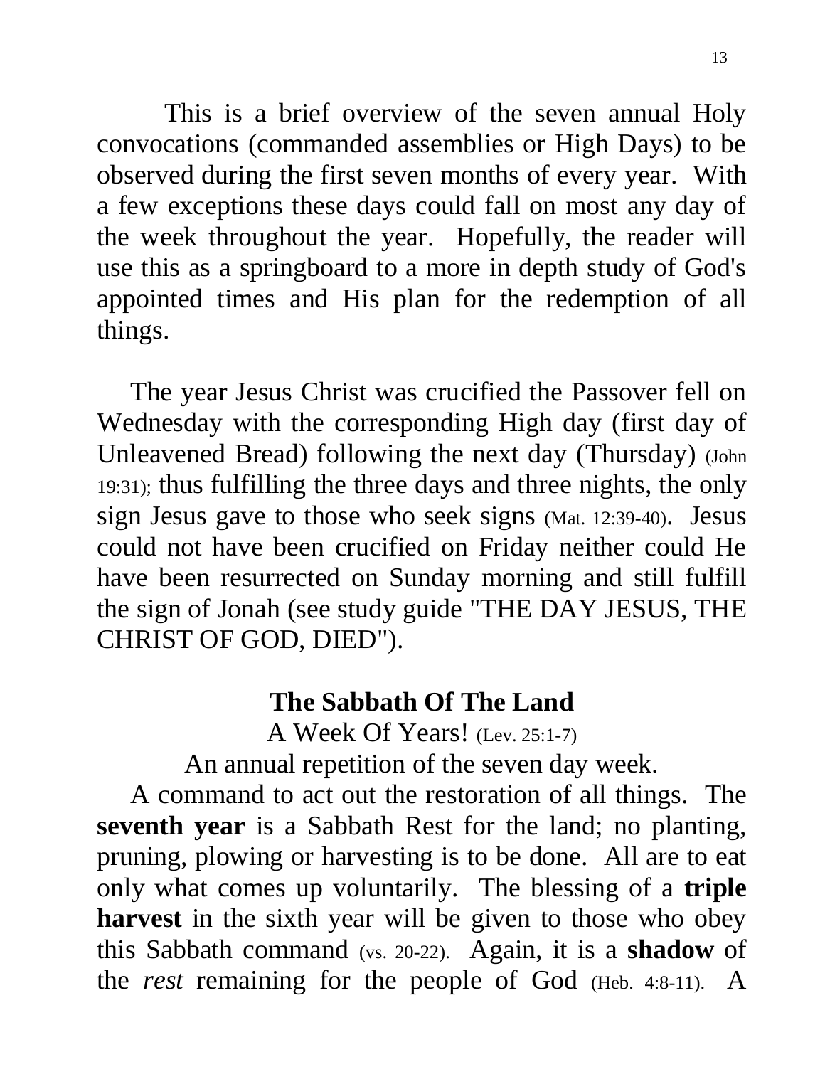This is a brief overview of the seven annual Holy convocations (commanded assemblies or High Days) to be observed during the first seven months of every year. With a few exceptions these days could fall on most any day of the week throughout the year. Hopefully, the reader will use this as a springboard to a more in depth study of God's appointed times and His plan for the redemption of all things.

The year Jesus Christ was crucified the Passover fell on Wednesday with the corresponding High day (first day of Unleavened Bread) following the next day (Thursday) (John 19:31); thus fulfilling the three days and three nights, the only sign Jesus gave to those who seek signs (Mat. 12:39-40). Jesus could not have been crucified on Friday neither could He have been resurrected on Sunday morning and still fulfill the sign of Jonah (see study guide "THE DAY JESUS, THE CHRIST OF GOD, DIED").

## The Sabbath Of The Land

A Week Of Years! (Lev. 25:1-7)

An annual repetition of the seven day week.

A command to act out the restoration of all things. The **seventh year** is a Sabbath Rest for the land; no planting, pruning, plowing or harvesting is to be done. All are to eat only what comes up voluntarily. The blessing of a **triple harvest** in the sixth year will be given to those who obey this Sabbath command (vs. 20-22). Again, it is a **shadow** of the *rest* remaining for the people of God (Heb. 4:8-11). A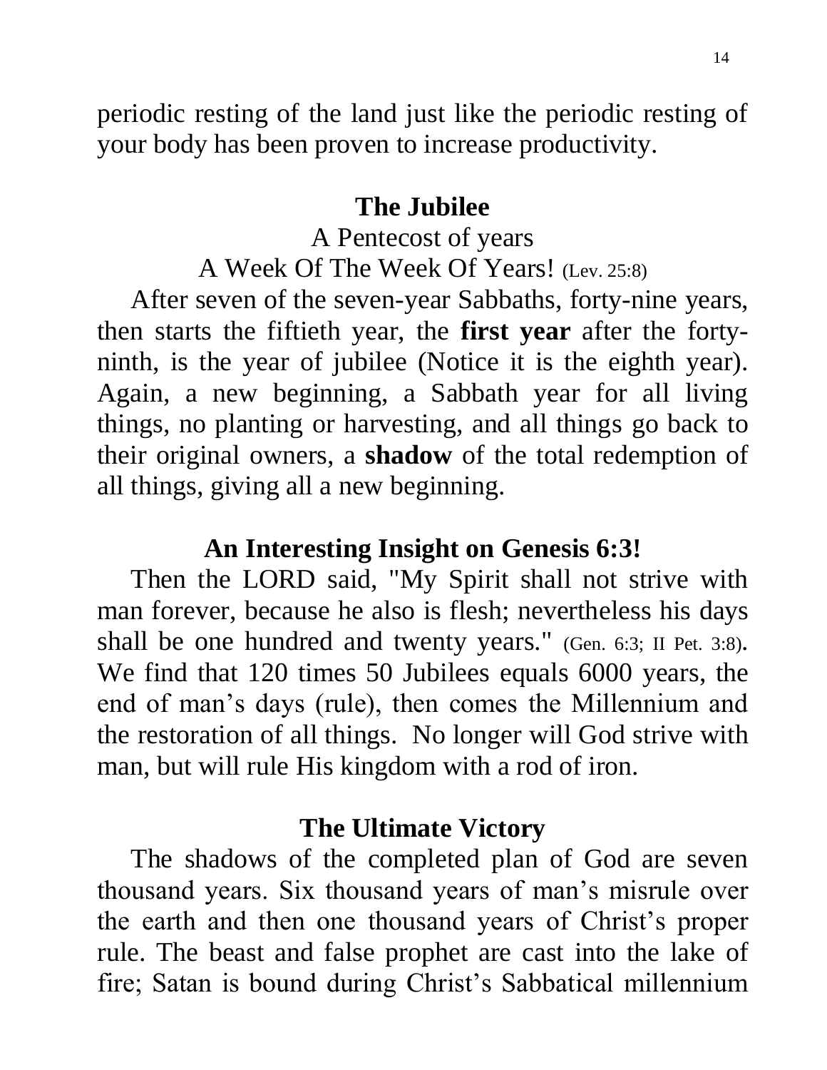periodic resting of the land just like the periodic resting of your body has been proven to increase productivity.

## The Jubilee

A Pentecost of years

A Week Of The Week Of Years! (Lev. 25:8)

After seven of the seven-year Sabbaths, forty-nine years, then starts the fiftieth year, the **first year** after the forty-ninth, is the year of jubilee (Notice it is the eighth year). Again, a new beginning, a Sabbath year for all living things, no planting or harvesting, and all things go back to their original owners, a **shadow** of the total redemption of all things, giving all a new beginning.

## An Interesting Insight on Genesis 6:3!

Then the LORD said, "My Spirit shall not strive with man forever, because he also is flesh; nevertheless his days shall be one hundred and twenty years." (Gen. 6:3; II Pet. 3:8). We find that 120 times 50 Jubilees equals 6000 years, the end of man's days (rule), then comes the Millennium and the restoration of all things. No longer will God strive with man, but will rule His kingdom with a rod of iron.

## The Ultimate Victory

The shadows of the completed plan of God are seven thousand years. Six thousand years of man's misrule over the earth and then one thousand years of Christ's proper rule. The beast and false prophet are cast into the lake of fire; Satan is bound during Christ's Sabbatical millennium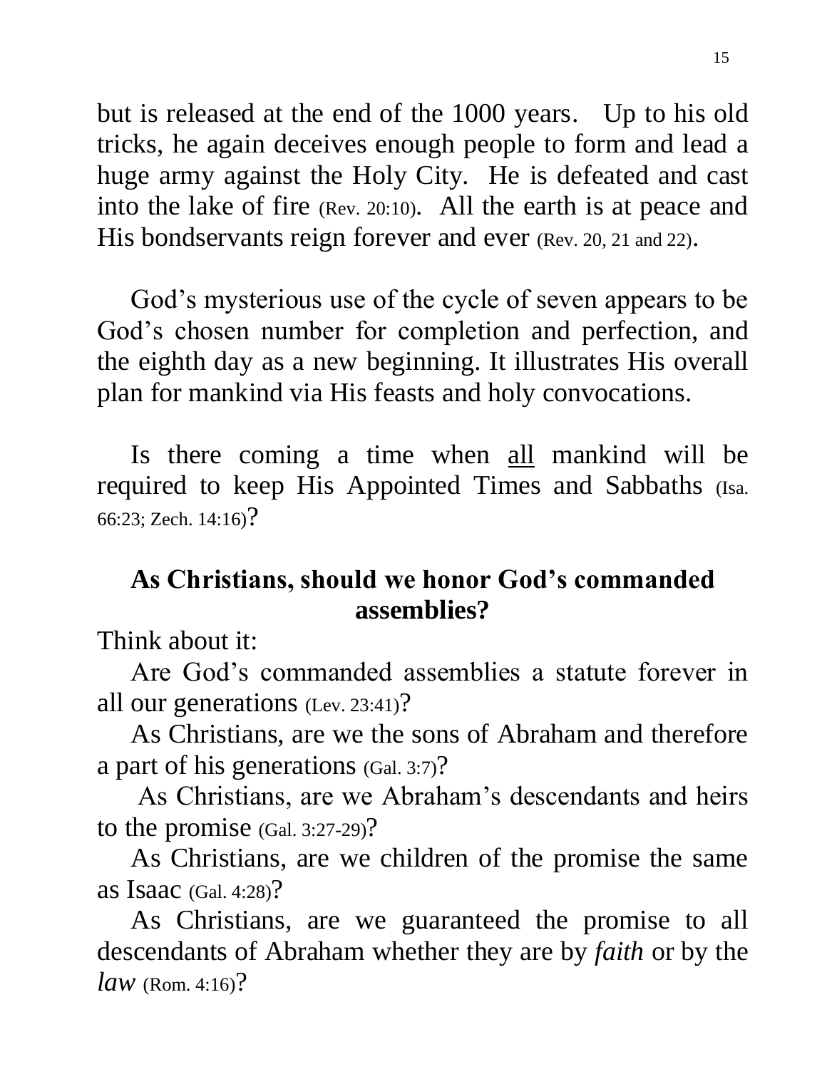but is released at the end of the 1000 years. Up to his old tricks, he again deceives enough people to form and lead a huge army against the Holy City. He is defeated and cast into the lake of fire (Rev. 20:10). All the earth is at peace and His bondservants reign forever and ever (Rev. 20, 21 and 22).

God's mysterious use of the cycle of seven appears to be God's chosen number for completion and perfection, and the eighth day as a new beginning. It illustrates His overall plan for mankind via His feasts and holy convocations.

Is there coming a time when <u>all</u> mankind will be required to keep His Appointed Times and Sabbaths (Isa. 66:23; Zech. 14:16)?

## As Christians, should we honor God's commanded assemblies?

Think about it:

Are God's commanded assemblies a statute forever in all our generations (Lev. 23:41)?

As Christians, are we the sons of Abraham and therefore a part of his generations (Gal. 3:7)?

As Christians, are we Abraham's descendants and heirs to the promise (Gal. 3:27-29)?

As Christians, are we children of the promise the same as Isaac (Gal. 4:28)?

As Christians, are we guaranteed the promise to all descendants of Abraham whether they are by *faith* or by the *law* (Rom. 4:16)?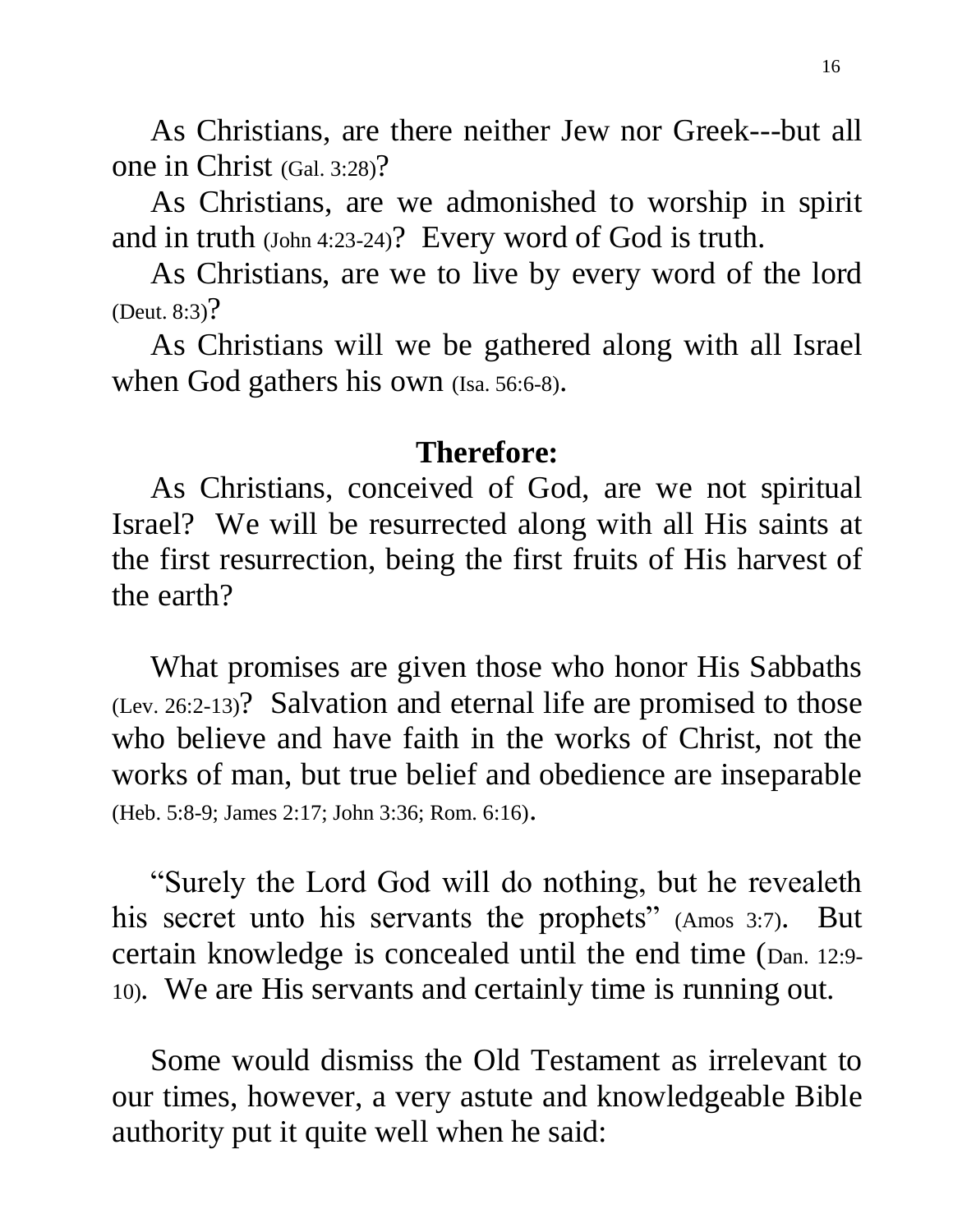As Christians, are there neither Jew nor Greek---but all one in Christ (Gal. 3:28)?

As Christians, are we admonished to worship in spirit and in truth (John 4:23-24)? Every word of God is truth.

As Christians, are we to live by every word of the lord (Deut. 8:3)?

As Christians will we be gathered along with all Israel when God gathers his own (Isa. 56:6-8).

**Therefore:**

As Christians, conceived of God, are we not spiritual Israel? We will be resurrected along with all His saints at the first resurrection, being the first fruits of His harvest of the earth?

What promises are given those who honor His Sabbaths (Lev. 26:2-13)? Salvation and eternal life are promised to those who believe and have faith in the works of Christ, not the works of man, but true belief and obedience are inseparable (Heb. 5:8-9; James 2:17; John 3:36; Rom. 6:16).

"Surely the Lord God will do nothing, but he revealeth his secret unto his servants the prophets" (Amos 3:7). But certain knowledge is concealed until the end time (Dan. 12:9-10). We are His servants and certainly time is running out.

Some would dismiss the Old Testament as irrelevant to our times, however, a very astute and knowledgeable Bible authority put it quite well when he said: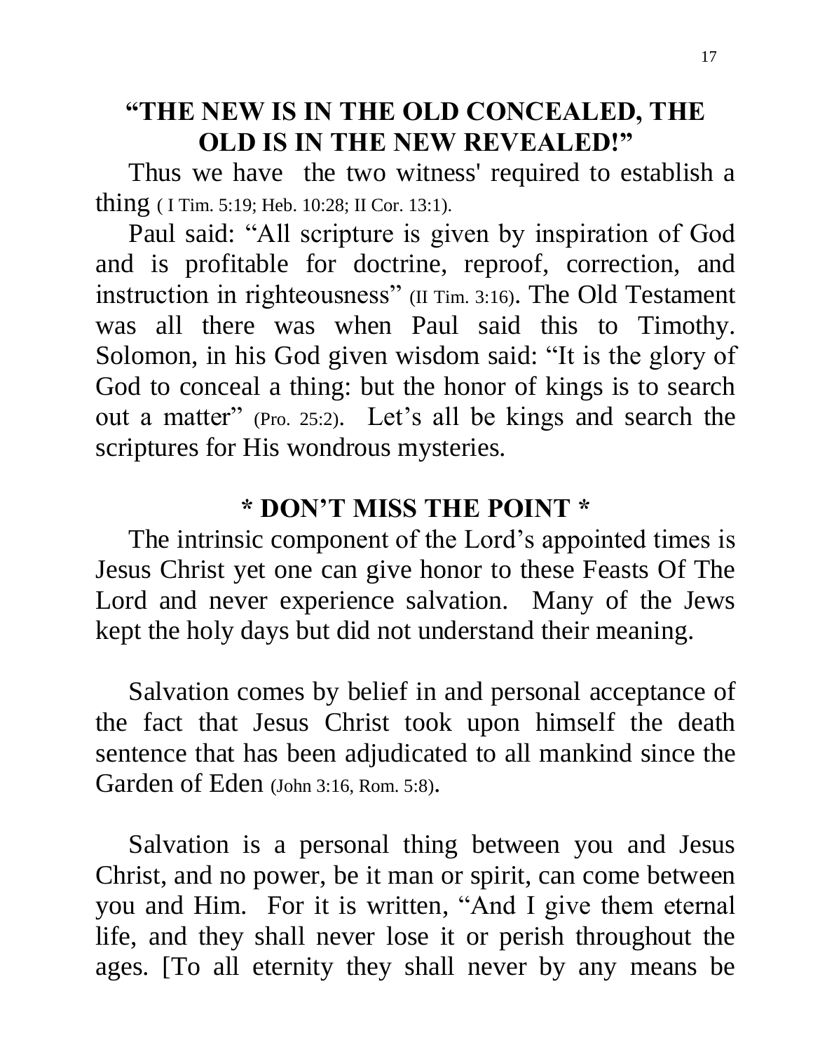## "THE NEW IS IN THE OLD CONCEALED, THE OLD IS IN THE NEW REVEALED!"

Thus we have the two witness' required to establish a thing ( I Tim. 5:19; Heb. 10:28; II Cor. 13:1).

Paul said: "All scripture is given by inspiration of God and is profitable for doctrine, reproof, correction, and instruction in righteousness" (II Tim. 3:16). The Old Testament was all there was when Paul said this to Timothy. Solomon, in his God given wisdom said: "It is the glory of God to conceal a thing: but the honor of kings is to search out a matter" (Pro. 25:2). Let's all be kings and search the scriptures for His wondrous mysteries.

## * DON'T MISS THE POINT *

The intrinsic component of the Lord's appointed times is Jesus Christ yet one can give honor to these Feasts Of The Lord and never experience salvation. Many of the Jews kept the holy days but did not understand their meaning.

Salvation comes by belief in and personal acceptance of the fact that Jesus Christ took upon himself the death sentence that has been adjudicated to all mankind since the Garden of Eden (John 3:16, Rom. 5:8).

Salvation is a personal thing between you and Jesus Christ, and no power, be it man or spirit, can come between you and Him. For it is written, "And I give them eternal life, and they shall never lose it or perish throughout the ages. [To all eternity they shall never by any means be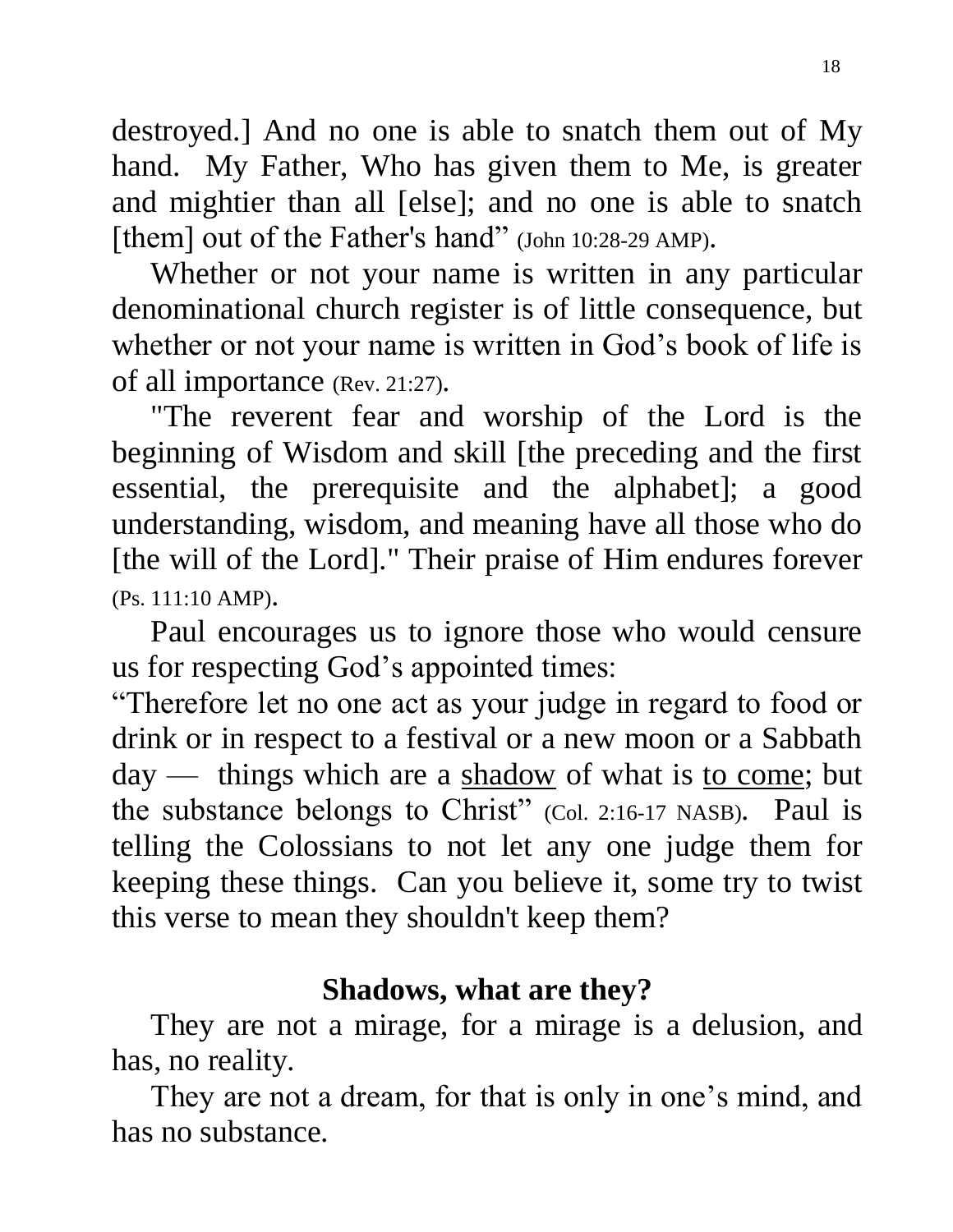destroyed.] And no one is able to snatch them out of My hand. My Father, Who has given them to Me, is greater and mightier than all [else]; and no one is able to snatch [them] out of the Father's hand" (John 10:28-29 AMP).

Whether or not your name is written in any particular denominational church register is of little consequence, but whether or not your name is written in God's book of life is of all importance (Rev. 21:27).

"The reverent fear and worship of the Lord is the beginning of Wisdom and skill [the preceding and the first essential, the prerequisite and the alphabet]; a good understanding, wisdom, and meaning have all those who do [the will of the Lord]." Their praise of Him endures forever (Ps. 111:10 AMP).

Paul encourages us to ignore those who would censure us for respecting God's appointed times:

"Therefore let no one act as your judge in regard to food or drink or in respect to a festival or a new moon or a Sabbath day — things which are a <u>shadow</u> of what is <u>to come</u>; but the substance belongs to Christ" (Col. 2:16-17 NASB). Paul is telling the Colossians to not let any one judge them for keeping these things. Can you believe it, some try to twist this verse to mean they shouldn't keep them?

**Shadows, what are they?**

They are not a mirage, for a mirage is a delusion, and has, no reality.

They are not a dream, for that is only in one's mind, and has no substance.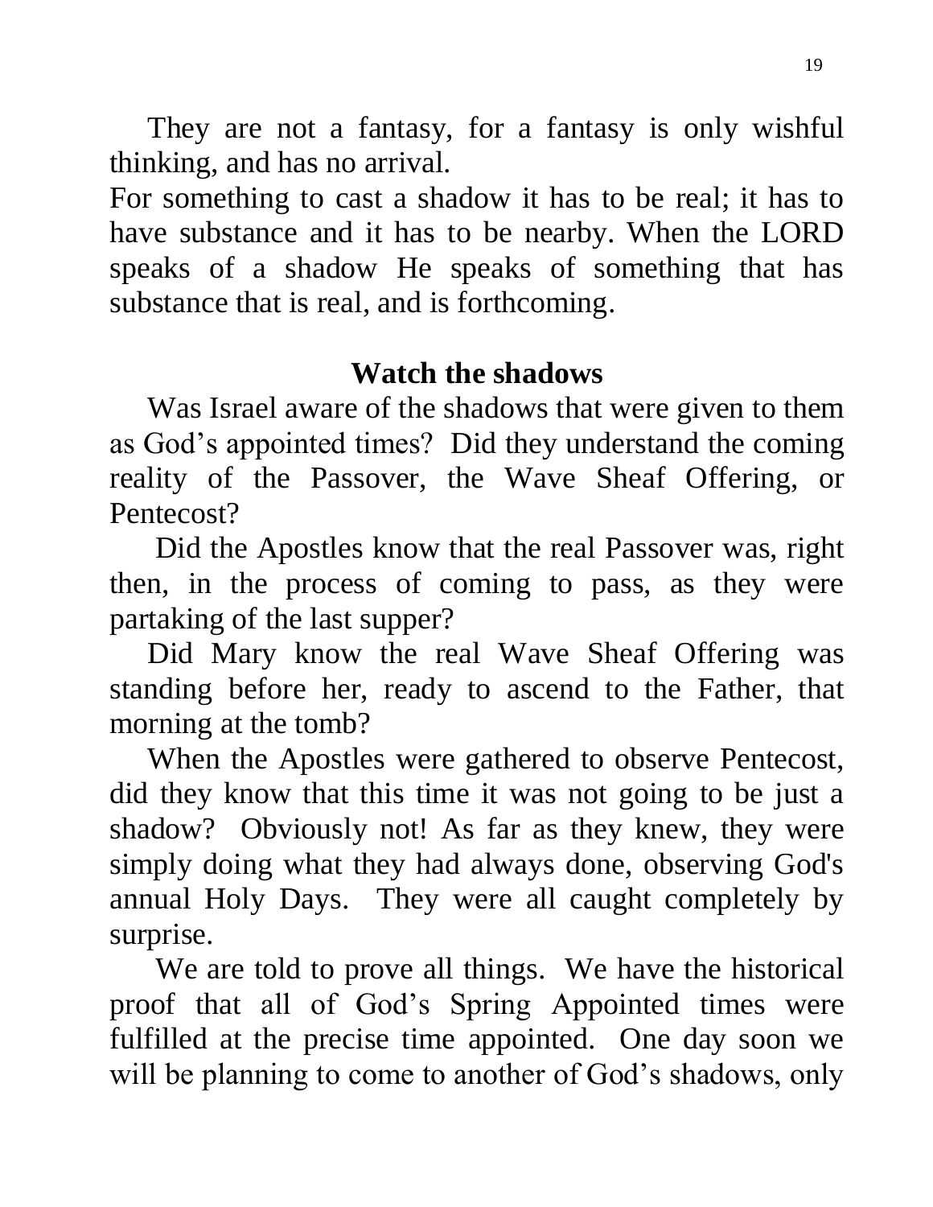They are not a fantasy, for a fantasy is only wishful thinking, and has no arrival.

For something to cast a shadow it has to be real; it has to have substance and it has to be nearby. When the LORD speaks of a shadow He speaks of something that has substance that is real, and is forthcoming.

## Watch the shadows

Was Israel aware of the shadows that were given to them as God's appointed times? Did they understand the coming reality of the Passover, the Wave Sheaf Offering, or Pentecost?

Did the Apostles know that the real Passover was, right then, in the process of coming to pass, as they were partaking of the last supper?

Did Mary know the real Wave Sheaf Offering was standing before her, ready to ascend to the Father, that morning at the tomb?

When the Apostles were gathered to observe Pentecost, did they know that this time it was not going to be just a shadow? Obviously not! As far as they knew, they were simply doing what they had always done, observing God's annual Holy Days. They were all caught completely by surprise.

We are told to prove all things. We have the historical proof that all of God's Spring Appointed times were fulfilled at the precise time appointed. One day soon we will be planning to come to another of God's shadows, only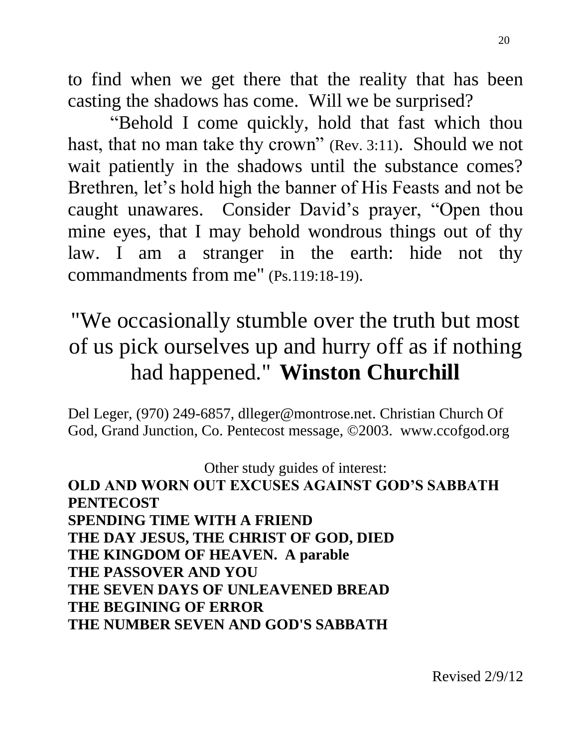to find when we get there that the reality that has been casting the shadows has come. Will we be surprised?

"Behold I come quickly, hold that fast which thou hast, that no man take thy crown" (Rev. 3:11). Should we not wait patiently in the shadows until the substance comes? Brethren, let's hold high the banner of His Feasts and not be caught unawares. Consider David's prayer, "Open thou mine eyes, that I may behold wondrous things out of thy law. I am a stranger in the earth: hide not thy commandments from me" (Ps.119:18-19).

"We occasionally stumble over the truth but most of us pick ourselves up and hurry off as if nothing had happened." **Winston Churchill**

Del Leger, (970) 249-6857, dlleger@montrose.net. Christian Church Of God, Grand Junction, Co. Pentecost message, ©2003. www.ccofgod.org

Other study guides of interest:

**OLD AND WORN OUT EXCUSES AGAINST GOD'S SABBATH**
**PENTECOST**
**SPENDING TIME WITH A FRIEND**
**THE DAY JESUS, THE CHRIST OF GOD, DIED**
**THE KINGDOM OF HEAVEN. A parable**
**THE PASSOVER AND YOU**
**THE SEVEN DAYS OF UNLEAVENED BREAD**
**THE BEGINING OF ERROR**
**THE NUMBER SEVEN AND GOD'S SABBATH**

Revised 2/9/12